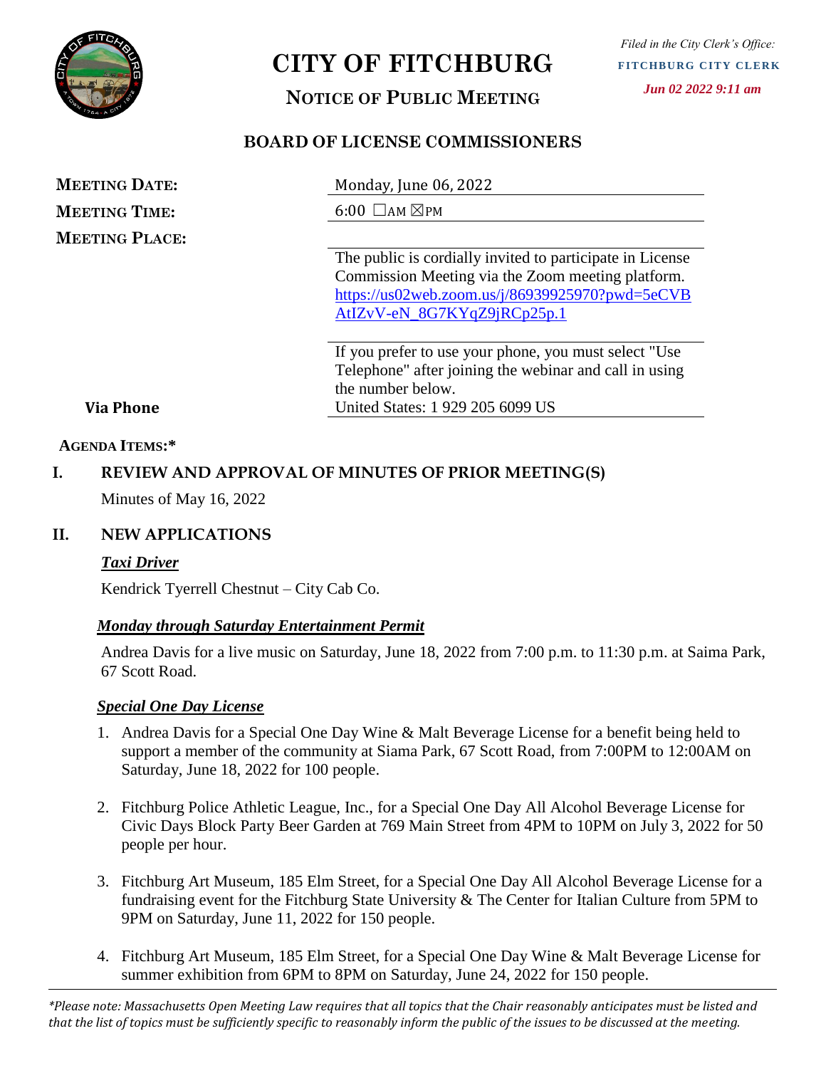Filed in the City Clerk's Office:
FITCHBURG CITY CLERK
Jun 02 2022 9:11 am

# CITY OF FITCHBURG

## NOTICE OF PUBLIC MEETING

## BOARD OF LICENSE COMMISSIONERS

| | |
|---|---|
| **MEETING DATE:** | Monday, June 06, 2022 |
| **MEETING TIME:** | 6:00 ☐AM ☒PM |
| **MEETING PLACE:** | |
| | The public is cordially invited to participate in License Commission Meeting via the Zoom meeting platform. https://us02web.zoom.us/j/86939925970?pwd=5eCVBAtIZvV-eN_8G7KYqZ9jRCp25p.1 |
| | If you prefer to use your phone, you must select "Use Telephone" after joining the webinar and call in using the number below. |
| **Via Phone** | United States: 1 929 205 6099 US |

**AGENDA ITEMS:***

### I. REVIEW AND APPROVAL OF MINUTES OF PRIOR MEETING(S)

Minutes of May 16, 2022

### II. NEW APPLICATIONS

***Taxi Driver***

Kendrick Tyerrell Chestnut – City Cab Co.

***Monday through Saturday Entertainment Permit***

Andrea Davis for a live music on Saturday, June 18, 2022 from 7:00 p.m. to 11:30 p.m. at Saima Park, 67 Scott Road.

***Special One Day License***

1. Andrea Davis for a Special One Day Wine & Malt Beverage License for a benefit being held to support a member of the community at Siama Park, 67 Scott Road, from 7:00PM to 12:00AM on Saturday, June 18, 2022 for 100 people.

2. Fitchburg Police Athletic League, Inc., for a Special One Day All Alcohol Beverage License for Civic Days Block Party Beer Garden at 769 Main Street from 4PM to 10PM on July 3, 2022 for 50 people per hour.

3. Fitchburg Art Museum, 185 Elm Street, for a Special One Day All Alcohol Beverage License for a fundraising event for the Fitchburg State University & The Center for Italian Culture from 5PM to 9PM on Saturday, June 11, 2022 for 150 people.

4. Fitchburg Art Museum, 185 Elm Street, for a Special One Day Wine & Malt Beverage License for summer exhibition from 6PM to 8PM on Saturday, June 24, 2022 for 150 people.

*\*Please note: Massachusetts Open Meeting Law requires that all topics that the Chair reasonably anticipates must be listed and that the list of topics must be sufficiently specific to reasonably inform the public of the issues to be discussed at the meeting.*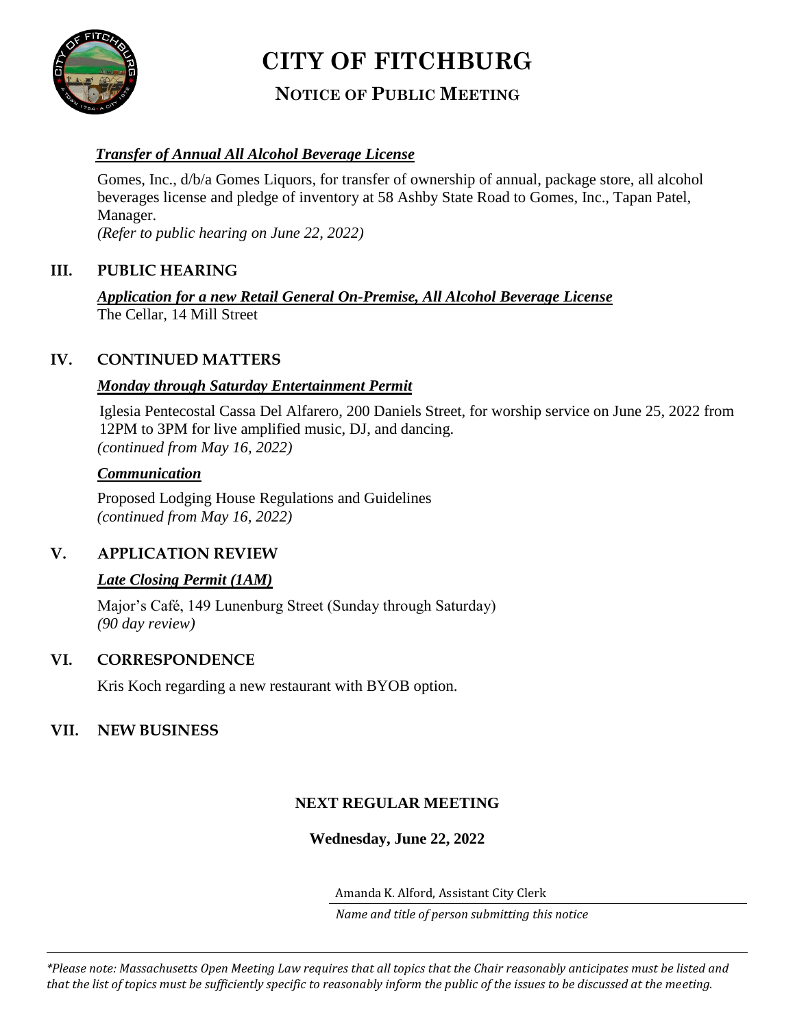# CITY OF FITCHBURG

## NOTICE OF PUBLIC MEETING

***Transfer of Annual All Alcohol Beverage License***

Gomes, Inc., d/b/a Gomes Liquors, for transfer of ownership of annual, package store, all alcohol beverages license and pledge of inventory at 58 Ashby State Road to Gomes, Inc., Tapan Patel, Manager.
*(Refer to public hearing on June 22, 2022)*

## III. PUBLIC HEARING

***Application for a new Retail General On-Premise, All Alcohol Beverage License***
The Cellar, 14 Mill Street

## IV. CONTINUED MATTERS

***Monday through Saturday Entertainment Permit***

Iglesia Pentecostal Cassa Del Alfarero, 200 Daniels Street, for worship service on June 25, 2022 from 12PM to 3PM for live amplified music, DJ, and dancing.
*(continued from May 16, 2022)*

***Communication***

Proposed Lodging House Regulations and Guidelines
*(continued from May 16, 2022)*

## V. APPLICATION REVIEW

***Late Closing Permit (1AM)***

Major's Café, 149 Lunenburg Street (Sunday through Saturday)
*(90 day review)*

## VI. CORRESPONDENCE

Kris Koch regarding a new restaurant with BYOB option.

## VII. NEW BUSINESS

**NEXT REGULAR MEETING**

**Wednesday, June 22, 2022**

Amanda K. Alford, Assistant City Clerk
*Name and title of person submitting this notice*

---

*\*Please note: Massachusetts Open Meeting Law requires that all topics that the Chair reasonably anticipates must be listed and that the list of topics must be sufficiently specific to reasonably inform the public of the issues to be discussed at the meeting.*